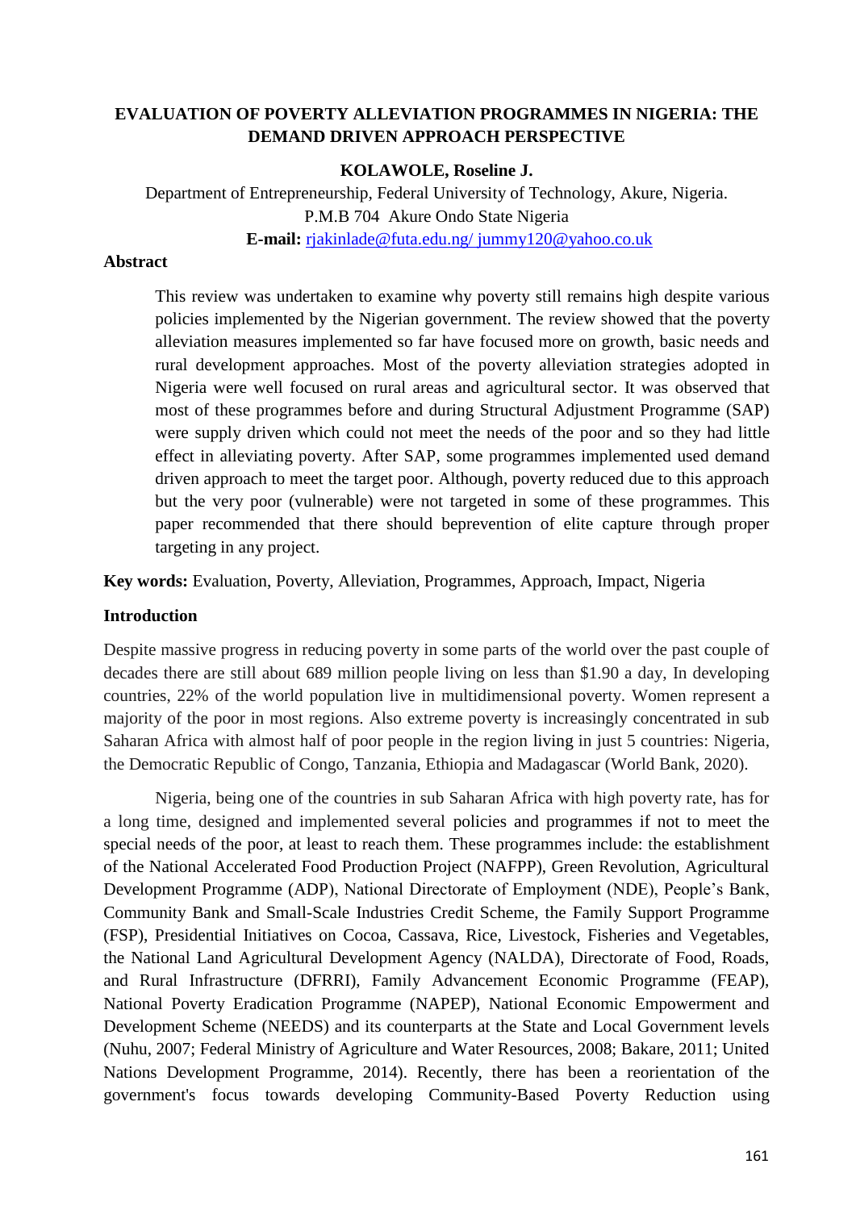# EVALUATION OF POVERTY ALLEVIATION PROGRAMMES IN NIGERIA: THE DEMAND DRIVEN APPROACH PERSPECTIVE

**KOLAWOLE, Roseline J.**

Department of Entrepreneurship, Federal University of Technology, Akure, Nigeria.
P.M.B 704 Akure Ondo State Nigeria
**E-mail:** rjakinlade@futa.edu.ng/ jummy120@yahoo.co.uk

## Abstract

This review was undertaken to examine why poverty still remains high despite various policies implemented by the Nigerian government. The review showed that the poverty alleviation measures implemented so far have focused more on growth, basic needs and rural development approaches. Most of the poverty alleviation strategies adopted in Nigeria were well focused on rural areas and agricultural sector. It was observed that most of these programmes before and during Structural Adjustment Programme (SAP) were supply driven which could not meet the needs of the poor and so they had little effect in alleviating poverty. After SAP, some programmes implemented used demand driven approach to meet the target poor. Although, poverty reduced due to this approach but the very poor (vulnerable) were not targeted in some of these programmes. This paper recommended that there should beprevention of elite capture through proper targeting in any project.

**Key words:** Evaluation, Poverty, Alleviation, Programmes, Approach, Impact, Nigeria

## Introduction

Despite massive progress in reducing poverty in some parts of the world over the past couple of decades there are still about 689 million people living on less than $1.90 a day, In developing countries, 22% of the world population live in multidimensional poverty. Women represent a majority of the poor in most regions. Also extreme poverty is increasingly concentrated in sub Saharan Africa with almost half of poor people in the region living in just 5 countries: Nigeria, the Democratic Republic of Congo, Tanzania, Ethiopia and Madagascar (World Bank, 2020).

Nigeria, being one of the countries in sub Saharan Africa with high poverty rate, has for a long time, designed and implemented several policies and programmes if not to meet the special needs of the poor, at least to reach them. These programmes include: the establishment of the National Accelerated Food Production Project (NAFPP), Green Revolution, Agricultural Development Programme (ADP), National Directorate of Employment (NDE), People's Bank, Community Bank and Small-Scale Industries Credit Scheme, the Family Support Programme (FSP), Presidential Initiatives on Cocoa, Cassava, Rice, Livestock, Fisheries and Vegetables, the National Land Agricultural Development Agency (NALDA), Directorate of Food, Roads, and Rural Infrastructure (DFRRI), Family Advancement Economic Programme (FEAP), National Poverty Eradication Programme (NAPEP), National Economic Empowerment and Development Scheme (NEEDS) and its counterparts at the State and Local Government levels (Nuhu, 2007; Federal Ministry of Agriculture and Water Resources, 2008; Bakare, 2011; United Nations Development Programme, 2014). Recently, there has been a reorientation of the government's focus towards developing Community-Based Poverty Reduction using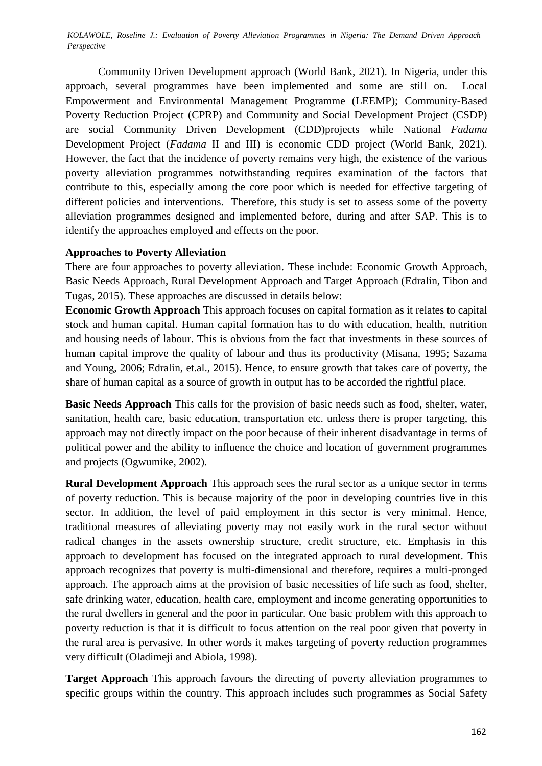Community Driven Development approach (World Bank, 2021). In Nigeria, under this approach, several programmes have been implemented and some are still on. Local Empowerment and Environmental Management Programme (LEEMP); Community-Based Poverty Reduction Project (CPRP) and Community and Social Development Project (CSDP) are social Community Driven Development (CDD)projects while National *Fadama* Development Project (*Fadama* II and III) is economic CDD project (World Bank, 2021). However, the fact that the incidence of poverty remains very high, the existence of the various poverty alleviation programmes notwithstanding requires examination of the factors that contribute to this, especially among the core poor which is needed for effective targeting of different policies and interventions. Therefore, this study is set to assess some of the poverty alleviation programmes designed and implemented before, during and after SAP. This is to identify the approaches employed and effects on the poor.

**Approaches to Poverty Alleviation**

There are four approaches to poverty alleviation. These include: Economic Growth Approach, Basic Needs Approach, Rural Development Approach and Target Approach (Edralin, Tibon and Tugas, 2015). These approaches are discussed in details below:

**Economic Growth Approach** This approach focuses on capital formation as it relates to capital stock and human capital. Human capital formation has to do with education, health, nutrition and housing needs of labour. This is obvious from the fact that investments in these sources of human capital improve the quality of labour and thus its productivity (Misana, 1995; Sazama and Young, 2006; Edralin, et.al., 2015). Hence, to ensure growth that takes care of poverty, the share of human capital as a source of growth in output has to be accorded the rightful place.

**Basic Needs Approach** This calls for the provision of basic needs such as food, shelter, water, sanitation, health care, basic education, transportation etc. unless there is proper targeting, this approach may not directly impact on the poor because of their inherent disadvantage in terms of political power and the ability to influence the choice and location of government programmes and projects (Ogwumike, 2002).

**Rural Development Approach** This approach sees the rural sector as a unique sector in terms of poverty reduction. This is because majority of the poor in developing countries live in this sector. In addition, the level of paid employment in this sector is very minimal. Hence, traditional measures of alleviating poverty may not easily work in the rural sector without radical changes in the assets ownership structure, credit structure, etc. Emphasis in this approach to development has focused on the integrated approach to rural development. This approach recognizes that poverty is multi-dimensional and therefore, requires a multi-pronged approach. The approach aims at the provision of basic necessities of life such as food, shelter, safe drinking water, education, health care, employment and income generating opportunities to the rural dwellers in general and the poor in particular. One basic problem with this approach to poverty reduction is that it is difficult to focus attention on the real poor given that poverty in the rural area is pervasive. In other words it makes targeting of poverty reduction programmes very difficult (Oladimeji and Abiola, 1998).

**Target Approach** This approach favours the directing of poverty alleviation programmes to specific groups within the country. This approach includes such programmes as Social Safety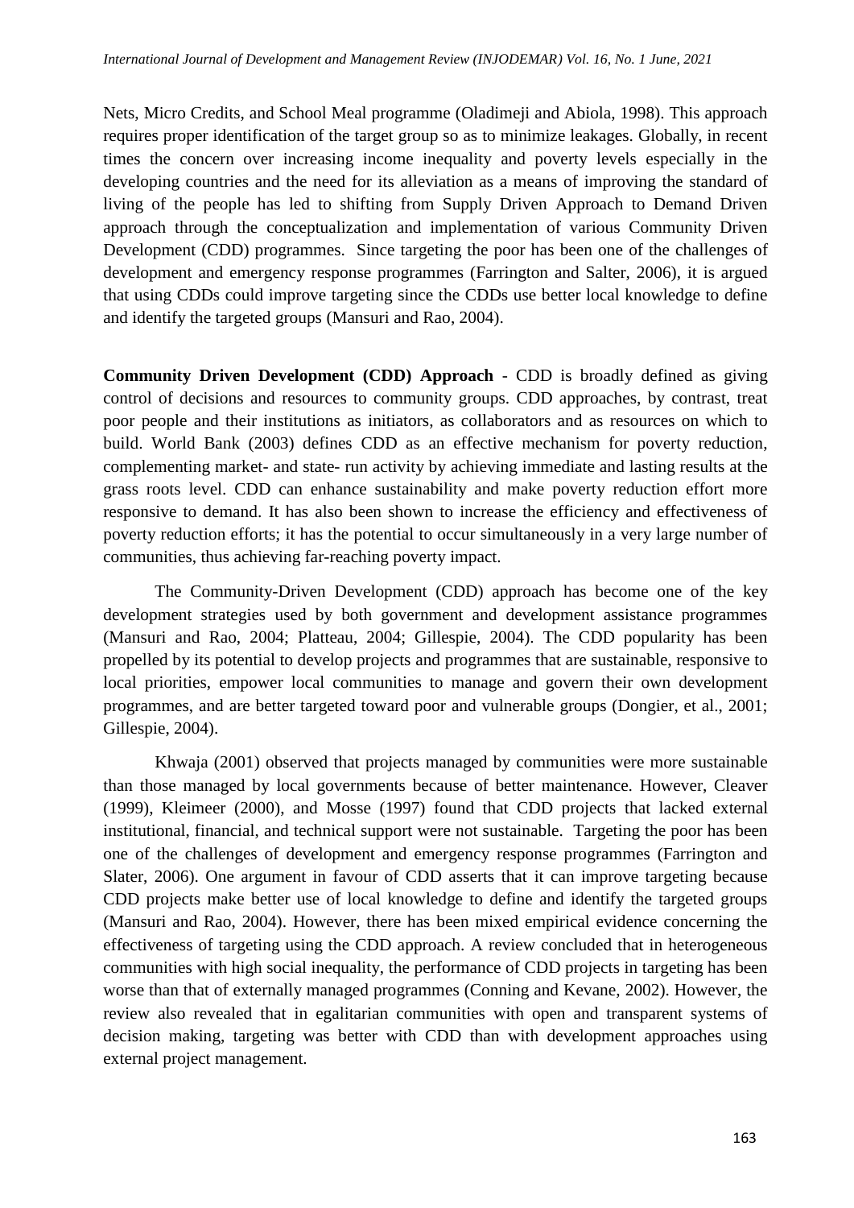Nets, Micro Credits, and School Meal programme (Oladimeji and Abiola, 1998). This approach requires proper identification of the target group so as to minimize leakages. Globally, in recent times the concern over increasing income inequality and poverty levels especially in the developing countries and the need for its alleviation as a means of improving the standard of living of the people has led to shifting from Supply Driven Approach to Demand Driven approach through the conceptualization and implementation of various Community Driven Development (CDD) programmes. Since targeting the poor has been one of the challenges of development and emergency response programmes (Farrington and Salter, 2006), it is argued that using CDDs could improve targeting since the CDDs use better local knowledge to define and identify the targeted groups (Mansuri and Rao, 2004).

**Community Driven Development (CDD) Approach** - CDD is broadly defined as giving control of decisions and resources to community groups. CDD approaches, by contrast, treat poor people and their institutions as initiators, as collaborators and as resources on which to build. World Bank (2003) defines CDD as an effective mechanism for poverty reduction, complementing market- and state- run activity by achieving immediate and lasting results at the grass roots level. CDD can enhance sustainability and make poverty reduction effort more responsive to demand. It has also been shown to increase the efficiency and effectiveness of poverty reduction efforts; it has the potential to occur simultaneously in a very large number of communities, thus achieving far-reaching poverty impact.

The Community-Driven Development (CDD) approach has become one of the key development strategies used by both government and development assistance programmes (Mansuri and Rao, 2004; Platteau, 2004; Gillespie, 2004). The CDD popularity has been propelled by its potential to develop projects and programmes that are sustainable, responsive to local priorities, empower local communities to manage and govern their own development programmes, and are better targeted toward poor and vulnerable groups (Dongier, et al., 2001; Gillespie, 2004).

Khwaja (2001) observed that projects managed by communities were more sustainable than those managed by local governments because of better maintenance. However, Cleaver (1999), Kleimeer (2000), and Mosse (1997) found that CDD projects that lacked external institutional, financial, and technical support were not sustainable. Targeting the poor has been one of the challenges of development and emergency response programmes (Farrington and Slater, 2006). One argument in favour of CDD asserts that it can improve targeting because CDD projects make better use of local knowledge to define and identify the targeted groups (Mansuri and Rao, 2004). However, there has been mixed empirical evidence concerning the effectiveness of targeting using the CDD approach. A review concluded that in heterogeneous communities with high social inequality, the performance of CDD projects in targeting has been worse than that of externally managed programmes (Conning and Kevane, 2002). However, the review also revealed that in egalitarian communities with open and transparent systems of decision making, targeting was better with CDD than with development approaches using external project management.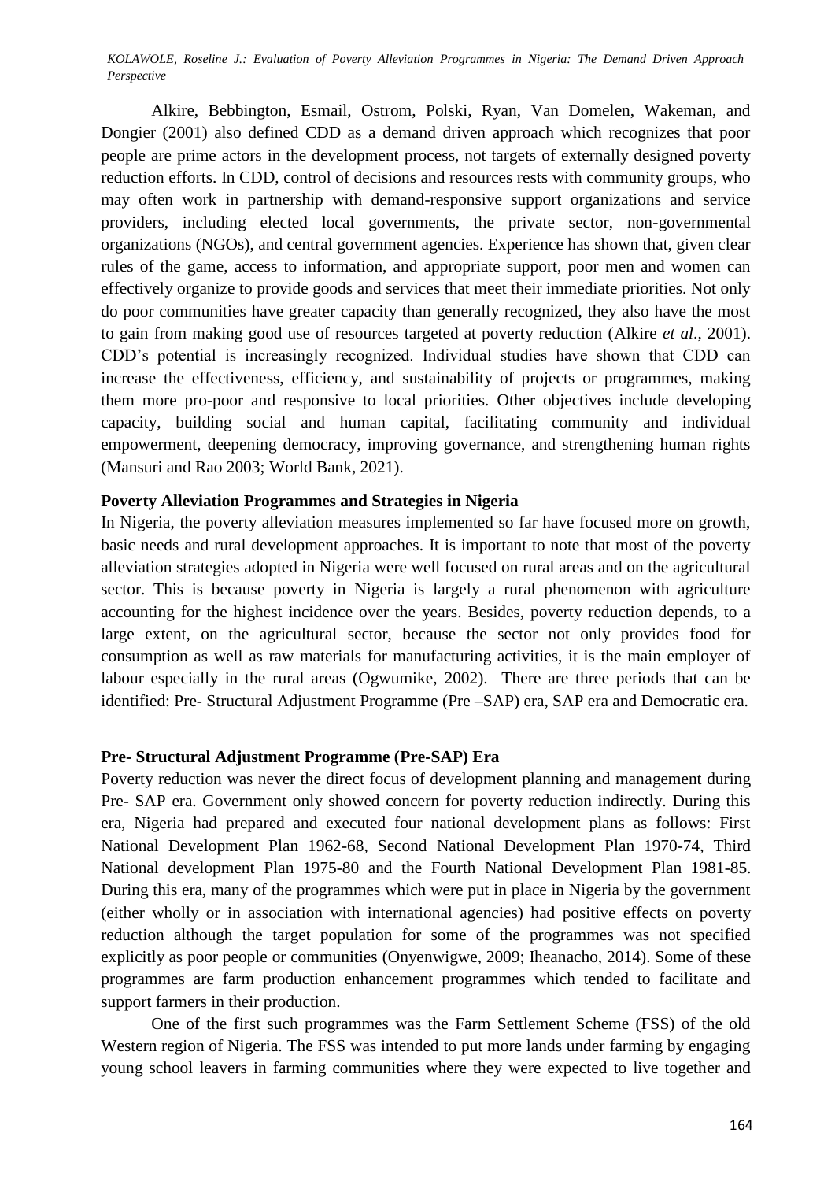Alkire, Bebbington, Esmail, Ostrom, Polski, Ryan, Van Domelen, Wakeman, and Dongier (2001) also defined CDD as a demand driven approach which recognizes that poor people are prime actors in the development process, not targets of externally designed poverty reduction efforts. In CDD, control of decisions and resources rests with community groups, who may often work in partnership with demand-responsive support organizations and service providers, including elected local governments, the private sector, non-governmental organizations (NGOs), and central government agencies. Experience has shown that, given clear rules of the game, access to information, and appropriate support, poor men and women can effectively organize to provide goods and services that meet their immediate priorities. Not only do poor communities have greater capacity than generally recognized, they also have the most to gain from making good use of resources targeted at poverty reduction (Alkire *et al*., 2001). CDD's potential is increasingly recognized. Individual studies have shown that CDD can increase the effectiveness, efficiency, and sustainability of projects or programmes, making them more pro-poor and responsive to local priorities. Other objectives include developing capacity, building social and human capital, facilitating community and individual empowerment, deepening democracy, improving governance, and strengthening human rights (Mansuri and Rao 2003; World Bank, 2021).

**Poverty Alleviation Programmes and Strategies in Nigeria**

In Nigeria, the poverty alleviation measures implemented so far have focused more on growth, basic needs and rural development approaches. It is important to note that most of the poverty alleviation strategies adopted in Nigeria were well focused on rural areas and on the agricultural sector. This is because poverty in Nigeria is largely a rural phenomenon with agriculture accounting for the highest incidence over the years. Besides, poverty reduction depends, to a large extent, on the agricultural sector, because the sector not only provides food for consumption as well as raw materials for manufacturing activities, it is the main employer of labour especially in the rural areas (Ogwumike, 2002). There are three periods that can be identified: Pre- Structural Adjustment Programme (Pre –SAP) era, SAP era and Democratic era.

**Pre- Structural Adjustment Programme (Pre-SAP) Era**

Poverty reduction was never the direct focus of development planning and management during Pre- SAP era. Government only showed concern for poverty reduction indirectly. During this era, Nigeria had prepared and executed four national development plans as follows: First National Development Plan 1962-68, Second National Development Plan 1970-74, Third National development Plan 1975-80 and the Fourth National Development Plan 1981-85. During this era, many of the programmes which were put in place in Nigeria by the government (either wholly or in association with international agencies) had positive effects on poverty reduction although the target population for some of the programmes was not specified explicitly as poor people or communities (Onyenwigwe, 2009; Iheanacho, 2014). Some of these programmes are farm production enhancement programmes which tended to facilitate and support farmers in their production.

One of the first such programmes was the Farm Settlement Scheme (FSS) of the old Western region of Nigeria. The FSS was intended to put more lands under farming by engaging young school leavers in farming communities where they were expected to live together and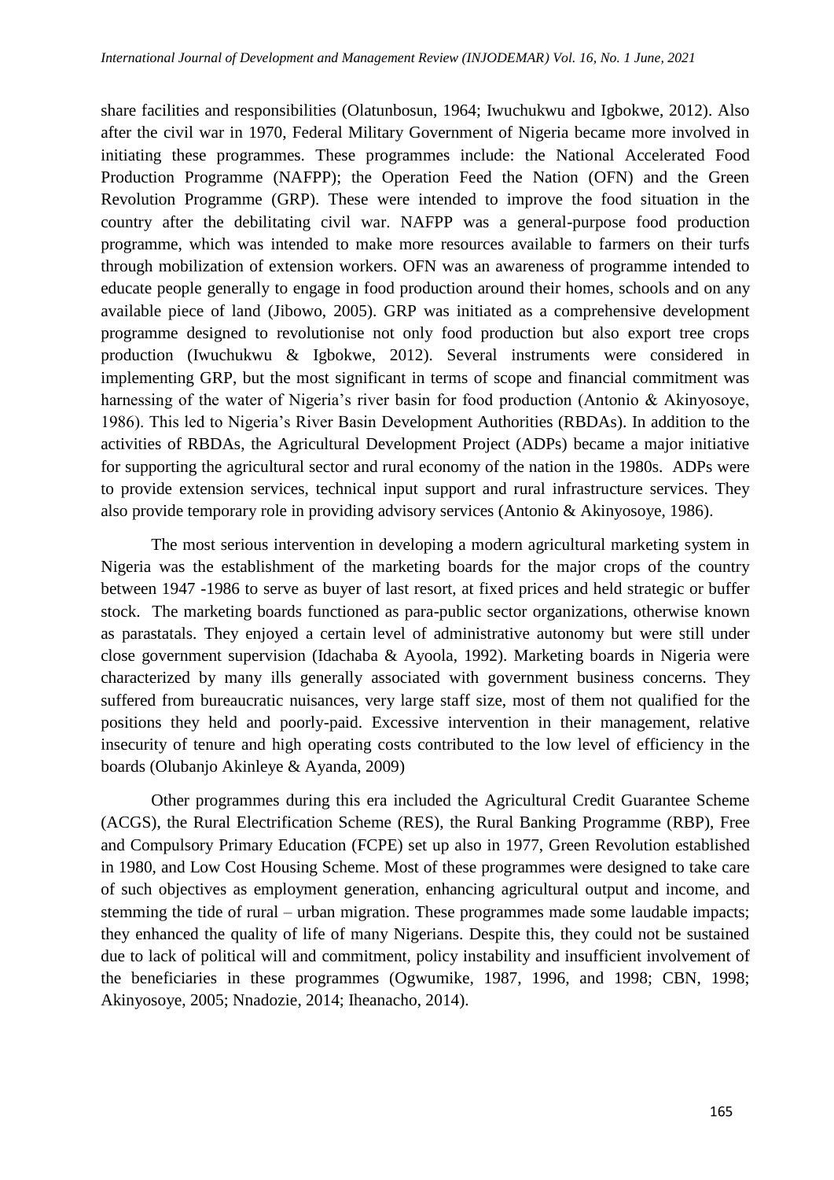share facilities and responsibilities (Olatunbosun, 1964; Iwuchukwu and Igbokwe, 2012). Also after the civil war in 1970, Federal Military Government of Nigeria became more involved in initiating these programmes. These programmes include: the National Accelerated Food Production Programme (NAFPP); the Operation Feed the Nation (OFN) and the Green Revolution Programme (GRP). These were intended to improve the food situation in the country after the debilitating civil war. NAFPP was a general-purpose food production programme, which was intended to make more resources available to farmers on their turfs through mobilization of extension workers. OFN was an awareness of programme intended to educate people generally to engage in food production around their homes, schools and on any available piece of land (Jibowo, 2005). GRP was initiated as a comprehensive development programme designed to revolutionise not only food production but also export tree crops production (Iwuchukwu & Igbokwe, 2012). Several instruments were considered in implementing GRP, but the most significant in terms of scope and financial commitment was harnessing of the water of Nigeria's river basin for food production (Antonio & Akinyosoye, 1986). This led to Nigeria's River Basin Development Authorities (RBDAs). In addition to the activities of RBDAs, the Agricultural Development Project (ADPs) became a major initiative for supporting the agricultural sector and rural economy of the nation in the 1980s. ADPs were to provide extension services, technical input support and rural infrastructure services. They also provide temporary role in providing advisory services (Antonio & Akinyosoye, 1986).

The most serious intervention in developing a modern agricultural marketing system in Nigeria was the establishment of the marketing boards for the major crops of the country between 1947 -1986 to serve as buyer of last resort, at fixed prices and held strategic or buffer stock. The marketing boards functioned as para-public sector organizations, otherwise known as parastatals. They enjoyed a certain level of administrative autonomy but were still under close government supervision (Idachaba & Ayoola, 1992). Marketing boards in Nigeria were characterized by many ills generally associated with government business concerns. They suffered from bureaucratic nuisances, very large staff size, most of them not qualified for the positions they held and poorly-paid. Excessive intervention in their management, relative insecurity of tenure and high operating costs contributed to the low level of efficiency in the boards (Olubanjo Akinleye & Ayanda, 2009)

Other programmes during this era included the Agricultural Credit Guarantee Scheme (ACGS), the Rural Electrification Scheme (RES), the Rural Banking Programme (RBP), Free and Compulsory Primary Education (FCPE) set up also in 1977, Green Revolution established in 1980, and Low Cost Housing Scheme. Most of these programmes were designed to take care of such objectives as employment generation, enhancing agricultural output and income, and stemming the tide of rural – urban migration. These programmes made some laudable impacts; they enhanced the quality of life of many Nigerians. Despite this, they could not be sustained due to lack of political will and commitment, policy instability and insufficient involvement of the beneficiaries in these programmes (Ogwumike, 1987, 1996, and 1998; CBN, 1998; Akinyosoye, 2005; Nnadozie, 2014; Iheanacho, 2014).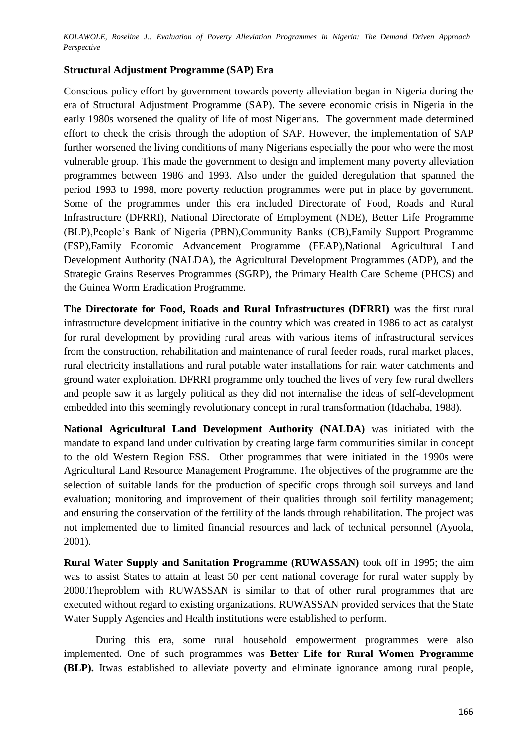## Structural Adjustment Programme (SAP) Era

Conscious policy effort by government towards poverty alleviation began in Nigeria during the era of Structural Adjustment Programme (SAP). The severe economic crisis in Nigeria in the early 1980s worsened the quality of life of most Nigerians. The government made determined effort to check the crisis through the adoption of SAP. However, the implementation of SAP further worsened the living conditions of many Nigerians especially the poor who were the most vulnerable group. This made the government to design and implement many poverty alleviation programmes between 1986 and 1993. Also under the guided deregulation that spanned the period 1993 to 1998, more poverty reduction programmes were put in place by government. Some of the programmes under this era included Directorate of Food, Roads and Rural Infrastructure (DFRRI), National Directorate of Employment (NDE), Better Life Programme (BLP),People's Bank of Nigeria (PBN),Community Banks (CB),Family Support Programme (FSP),Family Economic Advancement Programme (FEAP),National Agricultural Land Development Authority (NALDA), the Agricultural Development Programmes (ADP), and the Strategic Grains Reserves Programmes (SGRP), the Primary Health Care Scheme (PHCS) and the Guinea Worm Eradication Programme.

**The Directorate for Food, Roads and Rural Infrastructures (DFRRI)** was the first rural infrastructure development initiative in the country which was created in 1986 to act as catalyst for rural development by providing rural areas with various items of infrastructural services from the construction, rehabilitation and maintenance of rural feeder roads, rural market places, rural electricity installations and rural potable water installations for rain water catchments and ground water exploitation. DFRRI programme only touched the lives of very few rural dwellers and people saw it as largely political as they did not internalise the ideas of self-development embedded into this seemingly revolutionary concept in rural transformation (Idachaba, 1988).

**National Agricultural Land Development Authority (NALDA)** was initiated with the mandate to expand land under cultivation by creating large farm communities similar in concept to the old Western Region FSS. Other programmes that were initiated in the 1990s were Agricultural Land Resource Management Programme. The objectives of the programme are the selection of suitable lands for the production of specific crops through soil surveys and land evaluation; monitoring and improvement of their qualities through soil fertility management; and ensuring the conservation of the fertility of the lands through rehabilitation. The project was not implemented due to limited financial resources and lack of technical personnel (Ayoola, 2001).

**Rural Water Supply and Sanitation Programme (RUWASSAN)** took off in 1995; the aim was to assist States to attain at least 50 per cent national coverage for rural water supply by 2000.Theproblem with RUWASSAN is similar to that of other rural programmes that are executed without regard to existing organizations. RUWASSAN provided services that the State Water Supply Agencies and Health institutions were established to perform.

During this era, some rural household empowerment programmes were also implemented. One of such programmes was **Better Life for Rural Women Programme (BLP).** Itwas established to alleviate poverty and eliminate ignorance among rural people,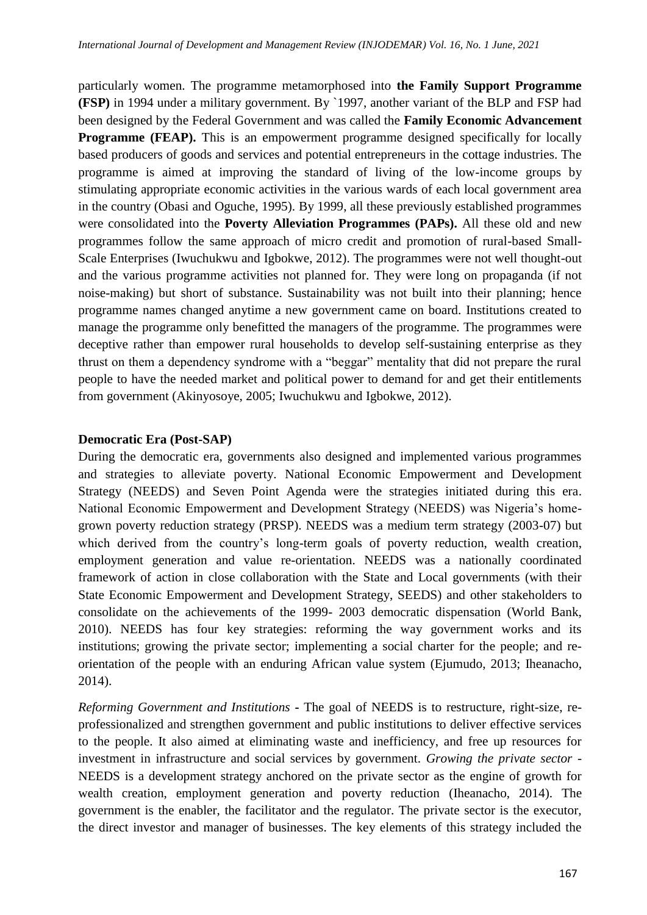particularly women. The programme metamorphosed into **the Family Support Programme (FSP)** in 1994 under a military government. By `1997, another variant of the BLP and FSP had been designed by the Federal Government and was called the **Family Economic Advancement Programme (FEAP).** This is an empowerment programme designed specifically for locally based producers of goods and services and potential entrepreneurs in the cottage industries. The programme is aimed at improving the standard of living of the low-income groups by stimulating appropriate economic activities in the various wards of each local government area in the country (Obasi and Oguche, 1995). By 1999, all these previously established programmes were consolidated into the **Poverty Alleviation Programmes (PAPs).** All these old and new programmes follow the same approach of micro credit and promotion of rural-based Small-Scale Enterprises (Iwuchukwu and Igbokwe, 2012). The programmes were not well thought-out and the various programme activities not planned for. They were long on propaganda (if not noise-making) but short of substance. Sustainability was not built into their planning; hence programme names changed anytime a new government came on board. Institutions created to manage the programme only benefitted the managers of the programme. The programmes were deceptive rather than empower rural households to develop self-sustaining enterprise as they thrust on them a dependency syndrome with a "beggar" mentality that did not prepare the rural people to have the needed market and political power to demand for and get their entitlements from government (Akinyosoye, 2005; Iwuchukwu and Igbokwe, 2012).

**Democratic Era (Post-SAP)**

During the democratic era, governments also designed and implemented various programmes and strategies to alleviate poverty. National Economic Empowerment and Development Strategy (NEEDS) and Seven Point Agenda were the strategies initiated during this era. National Economic Empowerment and Development Strategy (NEEDS) was Nigeria's home-grown poverty reduction strategy (PRSP). NEEDS was a medium term strategy (2003-07) but which derived from the country's long-term goals of poverty reduction, wealth creation, employment generation and value re-orientation. NEEDS was a nationally coordinated framework of action in close collaboration with the State and Local governments (with their State Economic Empowerment and Development Strategy, SEEDS) and other stakeholders to consolidate on the achievements of the 1999- 2003 democratic dispensation (World Bank, 2010). NEEDS has four key strategies: reforming the way government works and its institutions; growing the private sector; implementing a social charter for the people; and re-orientation of the people with an enduring African value system (Ejumudo, 2013; Iheanacho, 2014).

*Reforming Government and Institutions* - The goal of NEEDS is to restructure, right-size, re-professionalized and strengthen government and public institutions to deliver effective services to the people. It also aimed at eliminating waste and inefficiency, and free up resources for investment in infrastructure and social services by government. *Growing the private sector* - NEEDS is a development strategy anchored on the private sector as the engine of growth for wealth creation, employment generation and poverty reduction (Iheanacho, 2014). The government is the enabler, the facilitator and the regulator. The private sector is the executor, the direct investor and manager of businesses. The key elements of this strategy included the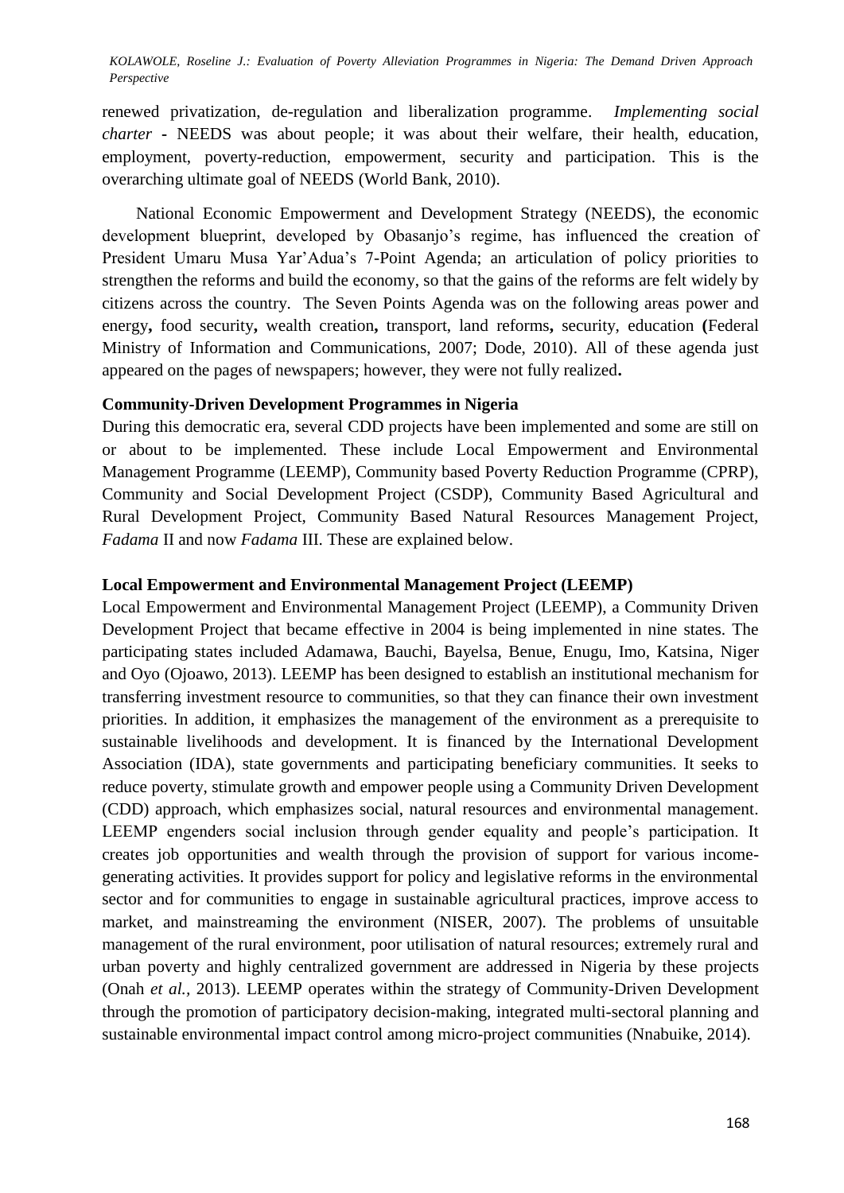renewed privatization, de-regulation and liberalization programme. *Implementing social charter* - NEEDS was about people; it was about their welfare, their health, education, employment, poverty-reduction, empowerment, security and participation. This is the overarching ultimate goal of NEEDS (World Bank, 2010).

National Economic Empowerment and Development Strategy (NEEDS), the economic development blueprint, developed by Obasanjo's regime, has influenced the creation of President Umaru Musa Yar'Adua's 7-Point Agenda; an articulation of policy priorities to strengthen the reforms and build the economy, so that the gains of the reforms are felt widely by citizens across the country. The Seven Points Agenda was on the following areas power and energy**,** food security**,** wealth creation**,** transport, land reforms**,** security, education **(**Federal Ministry of Information and Communications, 2007; Dode, 2010). All of these agenda just appeared on the pages of newspapers; however, they were not fully realized**.**

**Community-Driven Development Programmes in Nigeria**

During this democratic era, several CDD projects have been implemented and some are still on or about to be implemented. These include Local Empowerment and Environmental Management Programme (LEEMP), Community based Poverty Reduction Programme (CPRP), Community and Social Development Project (CSDP), Community Based Agricultural and Rural Development Project, Community Based Natural Resources Management Project, *Fadama* II and now *Fadama* III. These are explained below.

**Local Empowerment and Environmental Management Project (LEEMP)**

Local Empowerment and Environmental Management Project (LEEMP), a Community Driven Development Project that became effective in 2004 is being implemented in nine states. The participating states included Adamawa, Bauchi, Bayelsa, Benue, Enugu, Imo, Katsina, Niger and Oyo (Ojoawo, 2013). LEEMP has been designed to establish an institutional mechanism for transferring investment resource to communities, so that they can finance their own investment priorities. In addition, it emphasizes the management of the environment as a prerequisite to sustainable livelihoods and development. It is financed by the International Development Association (IDA), state governments and participating beneficiary communities. It seeks to reduce poverty, stimulate growth and empower people using a Community Driven Development (CDD) approach, which emphasizes social, natural resources and environmental management. LEEMP engenders social inclusion through gender equality and people's participation. It creates job opportunities and wealth through the provision of support for various income-generating activities. It provides support for policy and legislative reforms in the environmental sector and for communities to engage in sustainable agricultural practices, improve access to market, and mainstreaming the environment (NISER, 2007). The problems of unsuitable management of the rural environment, poor utilisation of natural resources; extremely rural and urban poverty and highly centralized government are addressed in Nigeria by these projects (Onah *et al.*, 2013). LEEMP operates within the strategy of Community-Driven Development through the promotion of participatory decision-making, integrated multi-sectoral planning and sustainable environmental impact control among micro-project communities (Nnabuike, 2014).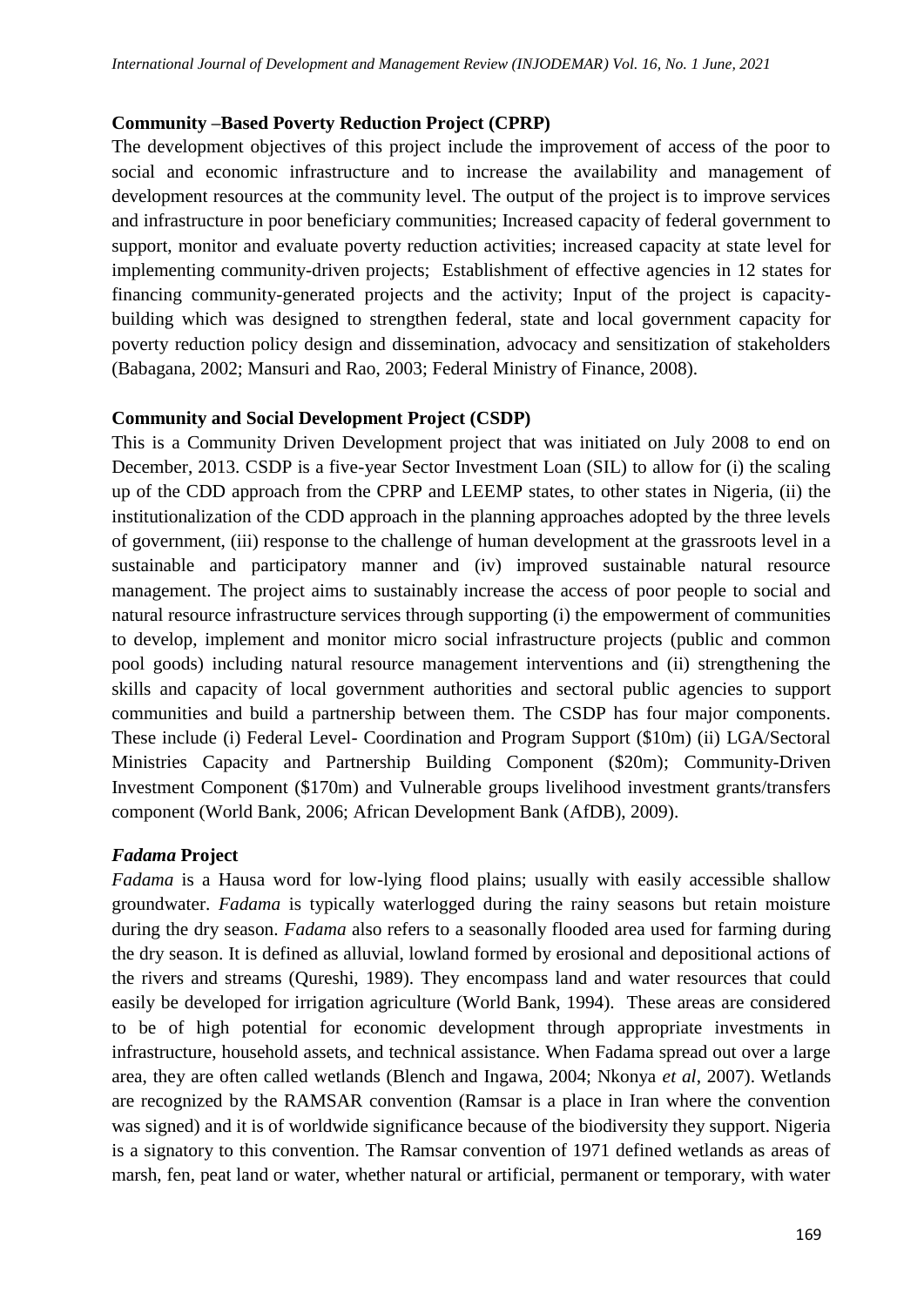**Community –Based Poverty Reduction Project (CPRP)**

The development objectives of this project include the improvement of access of the poor to social and economic infrastructure and to increase the availability and management of development resources at the community level. The output of the project is to improve services and infrastructure in poor beneficiary communities; Increased capacity of federal government to support, monitor and evaluate poverty reduction activities; increased capacity at state level for implementing community-driven projects; Establishment of effective agencies in 12 states for financing community-generated projects and the activity; Input of the project is capacity-building which was designed to strengthen federal, state and local government capacity for poverty reduction policy design and dissemination, advocacy and sensitization of stakeholders (Babagana, 2002; Mansuri and Rao, 2003; Federal Ministry of Finance, 2008).

**Community and Social Development Project (CSDP)**

This is a Community Driven Development project that was initiated on July 2008 to end on December, 2013. CSDP is a five-year Sector Investment Loan (SIL) to allow for (i) the scaling up of the CDD approach from the CPRP and LEEMP states, to other states in Nigeria, (ii) the institutionalization of the CDD approach in the planning approaches adopted by the three levels of government, (iii) response to the challenge of human development at the grassroots level in a sustainable and participatory manner and (iv) improved sustainable natural resource management. The project aims to sustainably increase the access of poor people to social and natural resource infrastructure services through supporting (i) the empowerment of communities to develop, implement and monitor micro social infrastructure projects (public and common pool goods) including natural resource management interventions and (ii) strengthening the skills and capacity of local government authorities and sectoral public agencies to support communities and build a partnership between them. The CSDP has four major components. These include (i) Federal Level- Coordination and Program Support ($10m) (ii) LGA/Sectoral Ministries Capacity and Partnership Building Component ($20m); Community-Driven Investment Component ($170m) and Vulnerable groups livelihood investment grants/transfers component (World Bank, 2006; African Development Bank (AfDB), 2009).

***Fadama* Project**

*Fadama* is a Hausa word for low-lying flood plains; usually with easily accessible shallow groundwater. *Fadama* is typically waterlogged during the rainy seasons but retain moisture during the dry season. *Fadama* also refers to a seasonally flooded area used for farming during the dry season. It is defined as alluvial, lowland formed by erosional and depositional actions of the rivers and streams (Qureshi, 1989). They encompass land and water resources that could easily be developed for irrigation agriculture (World Bank, 1994). These areas are considered to be of high potential for economic development through appropriate investments in infrastructure, household assets, and technical assistance. When Fadama spread out over a large area, they are often called wetlands (Blench and Ingawa, 2004; Nkonya *et al*, 2007). Wetlands are recognized by the RAMSAR convention (Ramsar is a place in Iran where the convention was signed) and it is of worldwide significance because of the biodiversity they support. Nigeria is a signatory to this convention. The Ramsar convention of 1971 defined wetlands as areas of marsh, fen, peat land or water, whether natural or artificial, permanent or temporary, with water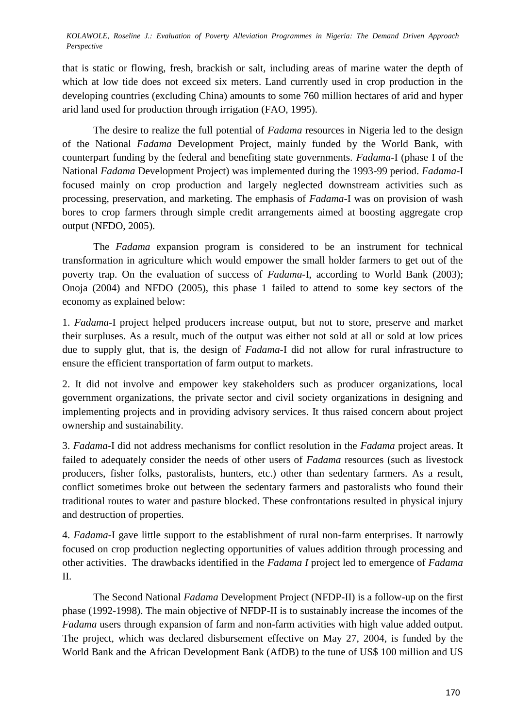that is static or flowing, fresh, brackish or salt, including areas of marine water the depth of which at low tide does not exceed six meters. Land currently used in crop production in the developing countries (excluding China) amounts to some 760 million hectares of arid and hyper arid land used for production through irrigation (FAO, 1995).

The desire to realize the full potential of *Fadama* resources in Nigeria led to the design of the National *Fadama* Development Project, mainly funded by the World Bank, with counterpart funding by the federal and benefiting state governments. *Fadama*-I (phase I of the National *Fadama* Development Project) was implemented during the 1993-99 period. *Fadama*-I focused mainly on crop production and largely neglected downstream activities such as processing, preservation, and marketing. The emphasis of *Fadama*-I was on provision of wash bores to crop farmers through simple credit arrangements aimed at boosting aggregate crop output (NFDO, 2005).

The *Fadama* expansion program is considered to be an instrument for technical transformation in agriculture which would empower the small holder farmers to get out of the poverty trap. On the evaluation of success of *Fadama*-I, according to World Bank (2003); Onoja (2004) and NFDO (2005), this phase 1 failed to attend to some key sectors of the economy as explained below:

1. *Fadama*-I project helped producers increase output, but not to store, preserve and market their surpluses. As a result, much of the output was either not sold at all or sold at low prices due to supply glut, that is, the design of *Fadama*-I did not allow for rural infrastructure to ensure the efficient transportation of farm output to markets.

2. It did not involve and empower key stakeholders such as producer organizations, local government organizations, the private sector and civil society organizations in designing and implementing projects and in providing advisory services. It thus raised concern about project ownership and sustainability.

3. *Fadama*-I did not address mechanisms for conflict resolution in the *Fadama* project areas. It failed to adequately consider the needs of other users of *Fadama* resources (such as livestock producers, fisher folks, pastoralists, hunters, etc.) other than sedentary farmers. As a result, conflict sometimes broke out between the sedentary farmers and pastoralists who found their traditional routes to water and pasture blocked. These confrontations resulted in physical injury and destruction of properties.

4. *Fadama*-I gave little support to the establishment of rural non-farm enterprises. It narrowly focused on crop production neglecting opportunities of values addition through processing and other activities. The drawbacks identified in the *Fadama I* project led to emergence of *Fadama* II.

The Second National *Fadama* Development Project (NFDP-II) is a follow-up on the first phase (1992-1998). The main objective of NFDP-II is to sustainably increase the incomes of the *Fadama* users through expansion of farm and non-farm activities with high value added output. The project, which was declared disbursement effective on May 27, 2004, is funded by the World Bank and the African Development Bank (AfDB) to the tune of US$ 100 million and US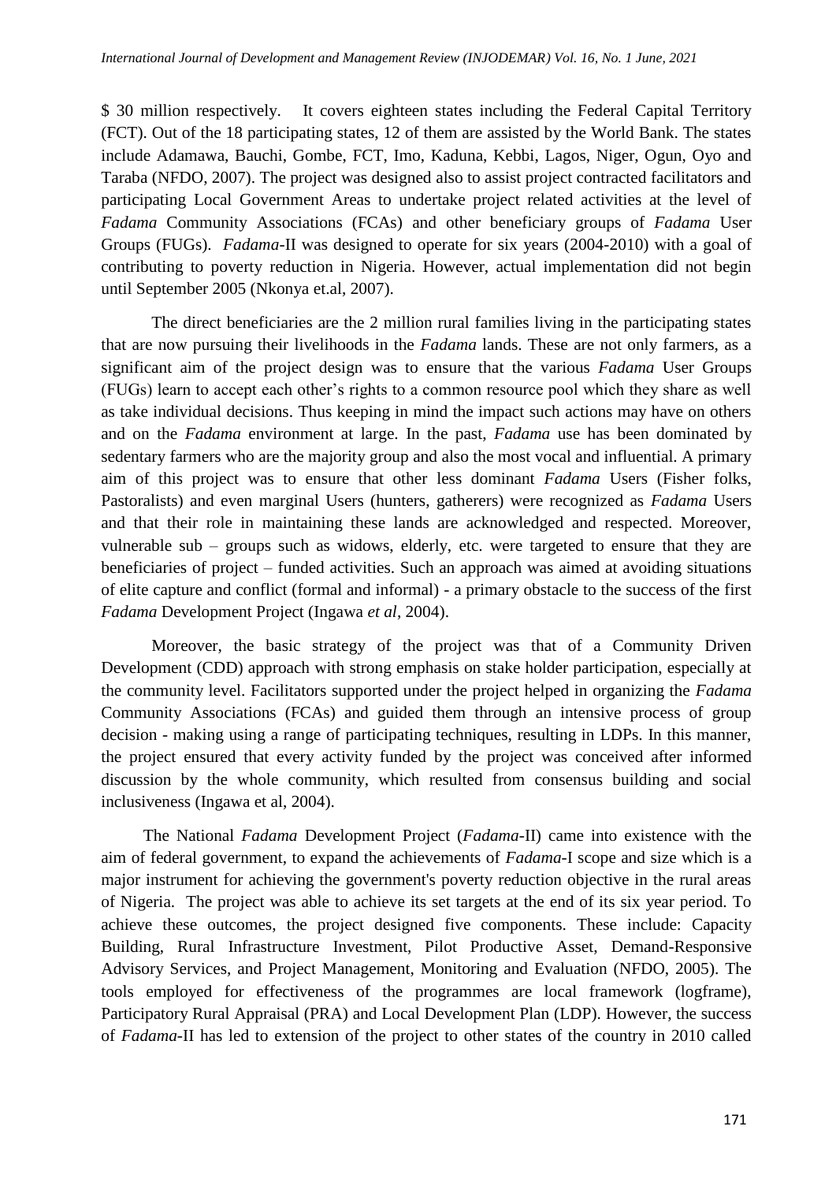$ 30 million respectively. It covers eighteen states including the Federal Capital Territory (FCT). Out of the 18 participating states, 12 of them are assisted by the World Bank. The states include Adamawa, Bauchi, Gombe, FCT, Imo, Kaduna, Kebbi, Lagos, Niger, Ogun, Oyo and Taraba (NFDO, 2007). The project was designed also to assist project contracted facilitators and participating Local Government Areas to undertake project related activities at the level of *Fadama* Community Associations (FCAs) and other beneficiary groups of *Fadama* User Groups (FUGs). *Fadama*-II was designed to operate for six years (2004-2010) with a goal of contributing to poverty reduction in Nigeria. However, actual implementation did not begin until September 2005 (Nkonya et.al, 2007).

The direct beneficiaries are the 2 million rural families living in the participating states that are now pursuing their livelihoods in the *Fadama* lands. These are not only farmers, as a significant aim of the project design was to ensure that the various *Fadama* User Groups (FUGs) learn to accept each other's rights to a common resource pool which they share as well as take individual decisions. Thus keeping in mind the impact such actions may have on others and on the *Fadama* environment at large. In the past, *Fadama* use has been dominated by sedentary farmers who are the majority group and also the most vocal and influential. A primary aim of this project was to ensure that other less dominant *Fadama* Users (Fisher folks, Pastoralists) and even marginal Users (hunters, gatherers) were recognized as *Fadama* Users and that their role in maintaining these lands are acknowledged and respected. Moreover, vulnerable sub – groups such as widows, elderly, etc. were targeted to ensure that they are beneficiaries of project – funded activities. Such an approach was aimed at avoiding situations of elite capture and conflict (formal and informal) - a primary obstacle to the success of the first *Fadama* Development Project (Ingawa *et al*, 2004).

Moreover, the basic strategy of the project was that of a Community Driven Development (CDD) approach with strong emphasis on stake holder participation, especially at the community level. Facilitators supported under the project helped in organizing the *Fadama* Community Associations (FCAs) and guided them through an intensive process of group decision - making using a range of participating techniques, resulting in LDPs. In this manner, the project ensured that every activity funded by the project was conceived after informed discussion by the whole community, which resulted from consensus building and social inclusiveness (Ingawa et al, 2004).

The National *Fadama* Development Project (*Fadama*-II) came into existence with the aim of federal government, to expand the achievements of *Fadama*-I scope and size which is a major instrument for achieving the government's poverty reduction objective in the rural areas of Nigeria. The project was able to achieve its set targets at the end of its six year period. To achieve these outcomes, the project designed five components. These include: Capacity Building, Rural Infrastructure Investment, Pilot Productive Asset, Demand-Responsive Advisory Services, and Project Management, Monitoring and Evaluation (NFDO, 2005). The tools employed for effectiveness of the programmes are local framework (logframe), Participatory Rural Appraisal (PRA) and Local Development Plan (LDP). However, the success of *Fadama*-II has led to extension of the project to other states of the country in 2010 called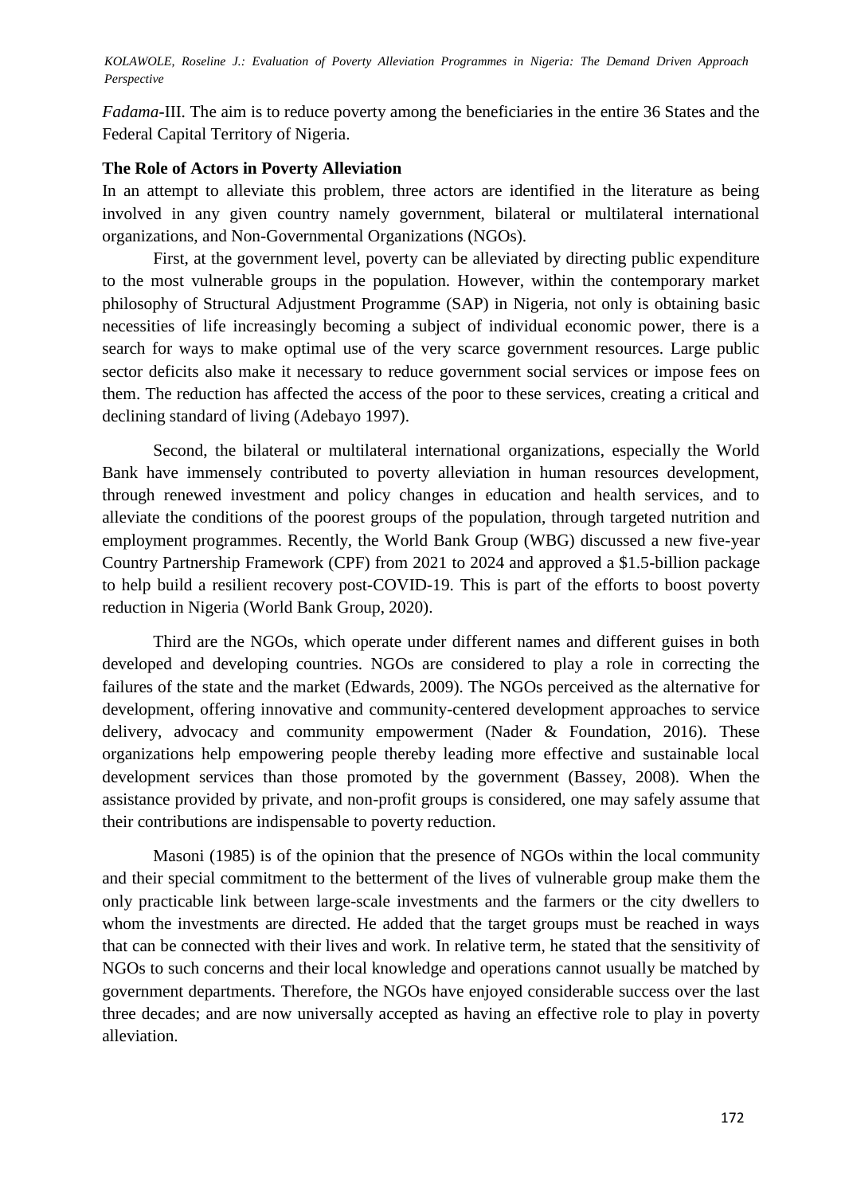*Fadama*-III. The aim is to reduce poverty among the beneficiaries in the entire 36 States and the Federal Capital Territory of Nigeria.

**The Role of Actors in Poverty Alleviation**

In an attempt to alleviate this problem, three actors are identified in the literature as being involved in any given country namely government, bilateral or multilateral international organizations, and Non-Governmental Organizations (NGOs).

First, at the government level, poverty can be alleviated by directing public expenditure to the most vulnerable groups in the population. However, within the contemporary market philosophy of Structural Adjustment Programme (SAP) in Nigeria, not only is obtaining basic necessities of life increasingly becoming a subject of individual economic power, there is a search for ways to make optimal use of the very scarce government resources. Large public sector deficits also make it necessary to reduce government social services or impose fees on them. The reduction has affected the access of the poor to these services, creating a critical and declining standard of living (Adebayo 1997).

Second, the bilateral or multilateral international organizations, especially the World Bank have immensely contributed to poverty alleviation in human resources development, through renewed investment and policy changes in education and health services, and to alleviate the conditions of the poorest groups of the population, through targeted nutrition and employment programmes. Recently, the World Bank Group (WBG) discussed a new five-year Country Partnership Framework (CPF) from 2021 to 2024 and approved a $1.5-billion package to help build a resilient recovery post-COVID-19. This is part of the efforts to boost poverty reduction in Nigeria (World Bank Group, 2020).

Third are the NGOs, which operate under different names and different guises in both developed and developing countries. NGOs are considered to play a role in correcting the failures of the state and the market (Edwards, 2009). The NGOs perceived as the alternative for development, offering innovative and community-centered development approaches to service delivery, advocacy and community empowerment (Nader & Foundation, 2016). These organizations help empowering people thereby leading more effective and sustainable local development services than those promoted by the government (Bassey, 2008). When the assistance provided by private, and non-profit groups is considered, one may safely assume that their contributions are indispensable to poverty reduction.

Masoni (1985) is of the opinion that the presence of NGOs within the local community and their special commitment to the betterment of the lives of vulnerable group make them the only practicable link between large-scale investments and the farmers or the city dwellers to whom the investments are directed. He added that the target groups must be reached in ways that can be connected with their lives and work. In relative term, he stated that the sensitivity of NGOs to such concerns and their local knowledge and operations cannot usually be matched by government departments. Therefore, the NGOs have enjoyed considerable success over the last three decades; and are now universally accepted as having an effective role to play in poverty alleviation.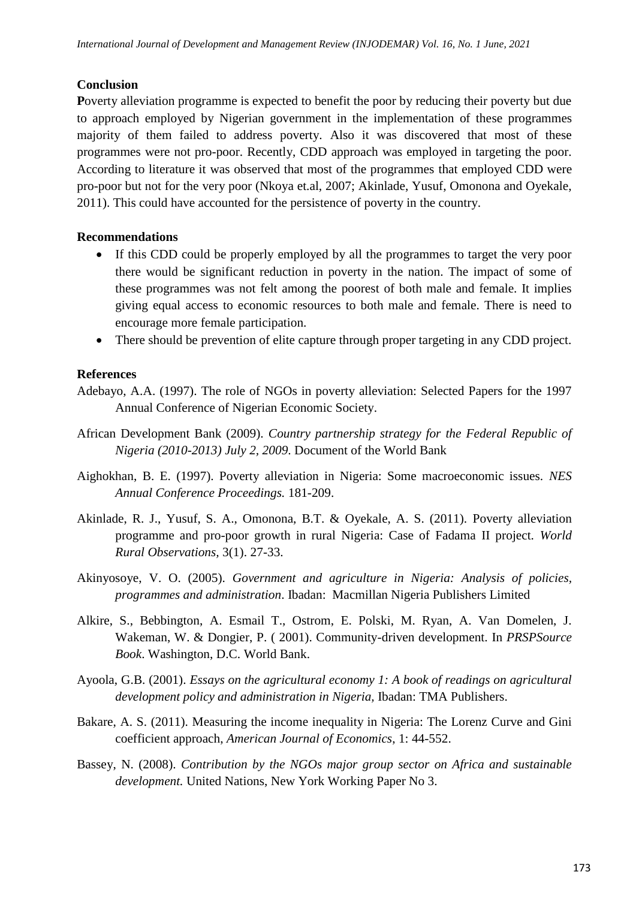## Conclusion

**P**overty alleviation programme is expected to benefit the poor by reducing their poverty but due to approach employed by Nigerian government in the implementation of these programmes majority of them failed to address poverty. Also it was discovered that most of these programmes were not pro-poor. Recently, CDD approach was employed in targeting the poor. According to literature it was observed that most of the programmes that employed CDD were pro-poor but not for the very poor (Nkoya et.al, 2007; Akinlade, Yusuf, Omonona and Oyekale, 2011). This could have accounted for the persistence of poverty in the country.

## Recommendations

- If this CDD could be properly employed by all the programmes to target the very poor there would be significant reduction in poverty in the nation. The impact of some of these programmes was not felt among the poorest of both male and female. It implies giving equal access to economic resources to both male and female. There is need to encourage more female participation.
- There should be prevention of elite capture through proper targeting in any CDD project.

## References

Adebayo, A.A. (1997). The role of NGOs in poverty alleviation: Selected Papers for the 1997 Annual Conference of Nigerian Economic Society.

African Development Bank (2009). *Country partnership strategy for the Federal Republic of Nigeria (2010-2013) July 2, 2009*. Document of the World Bank

Aighokhan, B. E. (1997). Poverty alleviation in Nigeria: Some macroeconomic issues. *NES Annual Conference Proceedings.* 181-209.

Akinlade, R. J., Yusuf, S. A., Omonona, B.T. & Oyekale, A. S. (2011). Poverty alleviation programme and pro-poor growth in rural Nigeria: Case of Fadama II project. *World Rural Observations*, 3(1). 27-33.

Akinyosoye, V. O. (2005). *Government and agriculture in Nigeria: Analysis of policies, programmes and administration*. Ibadan: Macmillan Nigeria Publishers Limited

Alkire, S., Bebbington, A. Esmail T., Ostrom, E. Polski, M. Ryan, A. Van Domelen, J. Wakeman, W. & Dongier, P. ( 2001). Community-driven development. In *PRSPSource Book*. Washington, D.C. World Bank.

Ayoola, G.B. (2001). *Essays on the agricultural economy 1: A book of readings on agricultural development policy and administration in Nigeria,* Ibadan: TMA Publishers.

Bakare, A. S. (2011). Measuring the income inequality in Nigeria: The Lorenz Curve and Gini coefficient approach, *American Journal of Economics*, 1: 44-552.

Bassey, N. (2008). *Contribution by the NGOs major group sector on Africa and sustainable development.* United Nations, New York Working Paper No 3.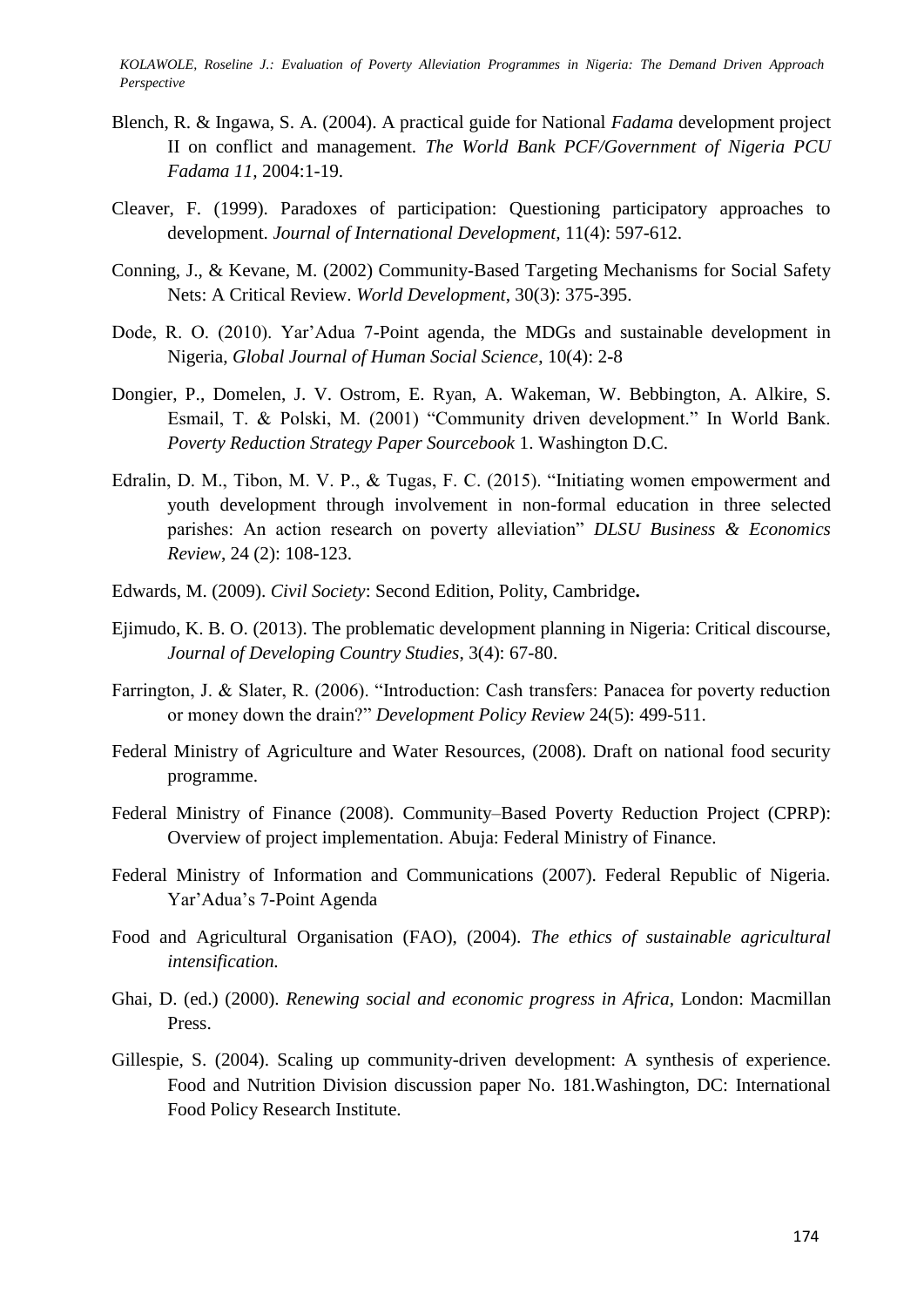Blench, R. & Ingawa, S. A. (2004). A practical guide for National *Fadama* development project II on conflict and management. *The World Bank PCF/Government of Nigeria PCU Fadama 11*, 2004:1-19.

Cleaver, F. (1999). Paradoxes of participation: Questioning participatory approaches to development. *Journal of International Development*, 11(4): 597-612.

Conning, J., & Kevane, M. (2002) Community-Based Targeting Mechanisms for Social Safety Nets: A Critical Review. *World Development*, 30(3): 375-395.

Dode, R. O. (2010). Yar'Adua 7-Point agenda, the MDGs and sustainable development in Nigeria, *Global Journal of Human Social Science*, 10(4): 2-8

Dongier, P., Domelen, J. V. Ostrom, E. Ryan, A. Wakeman, W. Bebbington, A. Alkire, S. Esmail, T. & Polski, M. (2001) "Community driven development." In World Bank. *Poverty Reduction Strategy Paper Sourcebook* 1. Washington D.C.

Edralin, D. M., Tibon, M. V. P., & Tugas, F. C. (2015). "Initiating women empowerment and youth development through involvement in non-formal education in three selected parishes: An action research on poverty alleviation" *DLSU Business & Economics Review*, 24 (2): 108-123.

Edwards, M. (2009). *Civil Society*: Second Edition, Polity, Cambridge**.**

Ejimudo, K. B. O. (2013). The problematic development planning in Nigeria: Critical discourse, *Journal of Developing Country Studies*, 3(4): 67-80.

Farrington, J. & Slater, R. (2006). "Introduction: Cash transfers: Panacea for poverty reduction or money down the drain?" *Development Policy Review* 24(5): 499-511.

Federal Ministry of Agriculture and Water Resources, (2008). Draft on national food security programme.

Federal Ministry of Finance (2008). Community–Based Poverty Reduction Project (CPRP): Overview of project implementation. Abuja: Federal Ministry of Finance.

Federal Ministry of Information and Communications (2007). Federal Republic of Nigeria. Yar'Adua's 7-Point Agenda

Food and Agricultural Organisation (FAO), (2004). *The ethics of sustainable agricultural intensification.*

Ghai, D. (ed.) (2000). *Renewing social and economic progress in Africa*, London: Macmillan Press.

Gillespie, S. (2004). Scaling up community-driven development: A synthesis of experience. Food and Nutrition Division discussion paper No. 181.Washington, DC: International Food Policy Research Institute.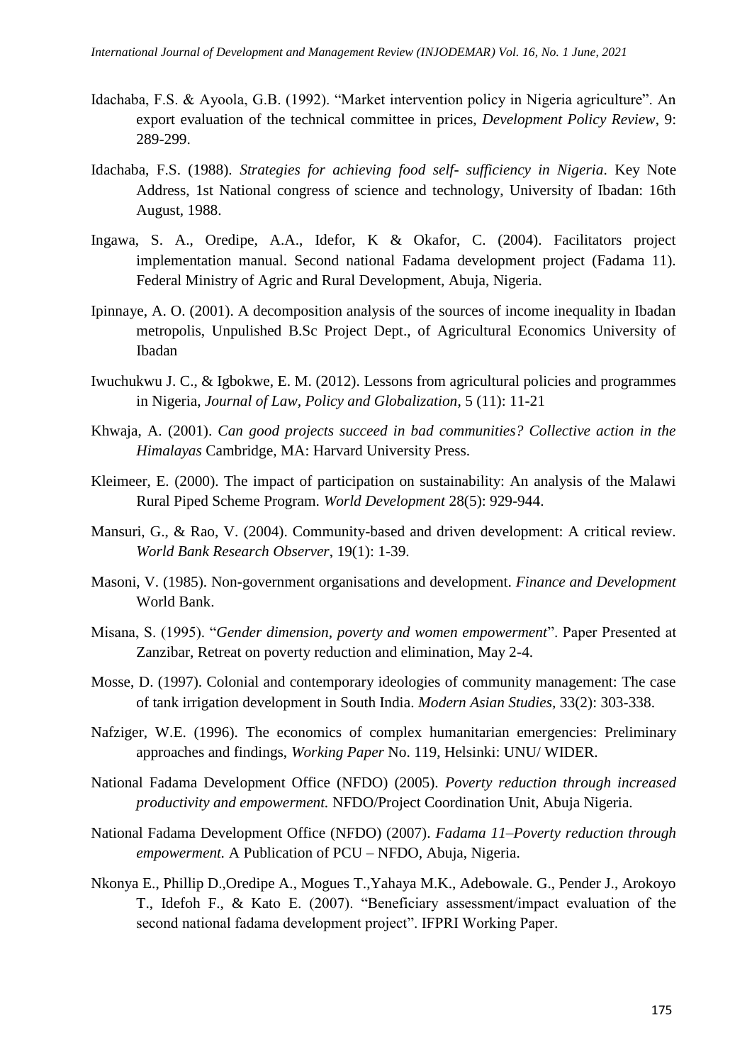Idachaba, F.S. & Ayoola, G.B. (1992). "Market intervention policy in Nigeria agriculture". An export evaluation of the technical committee in prices, *Development Policy Review*, 9: 289-299.

Idachaba, F.S. (1988). *Strategies for achieving food self- sufficiency in Nigeria*. Key Note Address, 1st National congress of science and technology, University of Ibadan: 16th August, 1988.

Ingawa, S. A., Oredipe, A.A., Idefor, K & Okafor, C. (2004). Facilitators project implementation manual. Second national Fadama development project (Fadama 11). Federal Ministry of Agric and Rural Development, Abuja, Nigeria.

Ipinnaye, A. O. (2001). A decomposition analysis of the sources of income inequality in Ibadan metropolis, Unpulished B.Sc Project Dept., of Agricultural Economics University of Ibadan

Iwuchukwu J. C., & Igbokwe, E. M. (2012). Lessons from agricultural policies and programmes in Nigeria, *Journal of Law, Policy and Globalization*, 5 (11): 11-21

Khwaja, A. (2001). *Can good projects succeed in bad communities? Collective action in the Himalayas* Cambridge, MA: Harvard University Press.

Kleimeer, E. (2000). The impact of participation on sustainability: An analysis of the Malawi Rural Piped Scheme Program. *World Development* 28(5): 929-944.

Mansuri, G., & Rao, V. (2004). Community-based and driven development: A critical review. *World Bank Research Observer*, 19(1): 1-39.

Masoni, V. (1985). Non-government organisations and development. *Finance and Development* World Bank.

Misana, S. (1995). "*Gender dimension, poverty and women empowerment*". Paper Presented at Zanzibar, Retreat on poverty reduction and elimination, May 2-4.

Mosse, D. (1997). Colonial and contemporary ideologies of community management: The case of tank irrigation development in South India. *Modern Asian Studies*, 33(2): 303-338.

Nafziger, W.E. (1996). The economics of complex humanitarian emergencies: Preliminary approaches and findings, *Working Paper* No. 119, Helsinki: UNU/ WIDER.

National Fadama Development Office (NFDO) (2005). *Poverty reduction through increased productivity and empowerment.* NFDO/Project Coordination Unit, Abuja Nigeria.

National Fadama Development Office (NFDO) (2007). *Fadama 11–Poverty reduction through empowerment.* A Publication of PCU – NFDO, Abuja, Nigeria.

Nkonya E., Phillip D.,Oredipe A., Mogues T.,Yahaya M.K., Adebowale. G., Pender J., Arokoyo T., Idefoh F., & Kato E. (2007). "Beneficiary assessment/impact evaluation of the second national fadama development project". IFPRI Working Paper.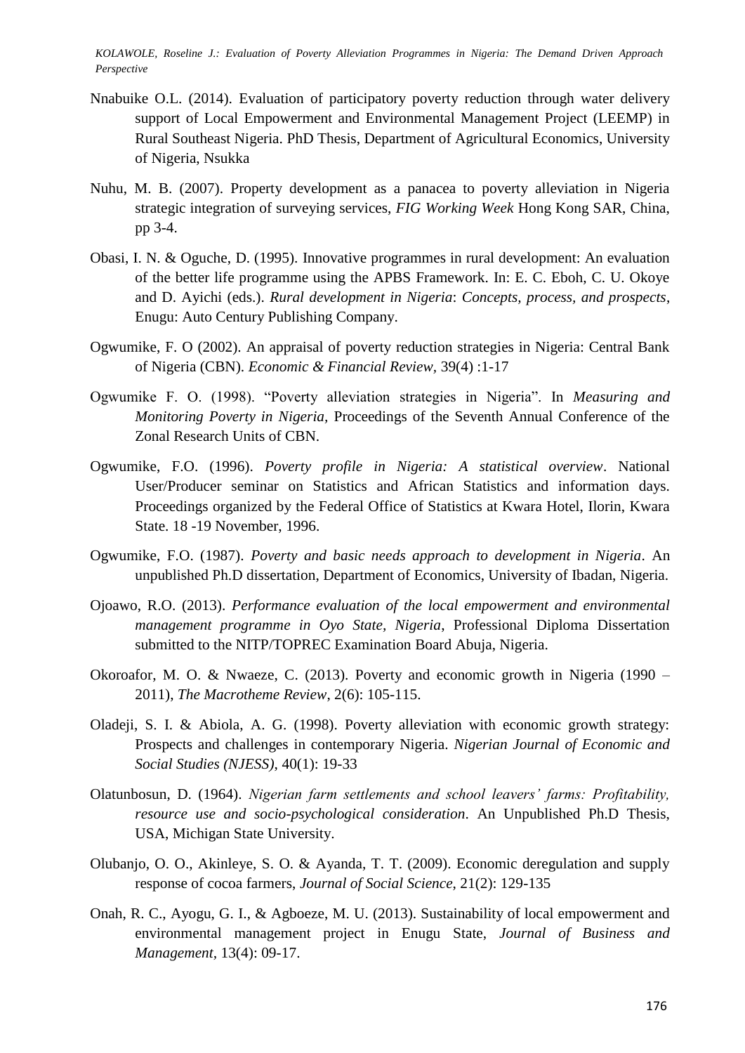Nnabuike O.L. (2014). Evaluation of participatory poverty reduction through water delivery support of Local Empowerment and Environmental Management Project (LEEMP) in Rural Southeast Nigeria. PhD Thesis, Department of Agricultural Economics, University of Nigeria, Nsukka

Nuhu, M. B. (2007). Property development as a panacea to poverty alleviation in Nigeria strategic integration of surveying services, *FIG Working Week* Hong Kong SAR, China, pp 3-4.

Obasi, I. N. & Oguche, D. (1995). Innovative programmes in rural development: An evaluation of the better life programme using the APBS Framework. In: E. C. Eboh, C. U. Okoye and D. Ayichi (eds.). *Rural development in Nigeria*: *Concepts, process, and prospects*, Enugu: Auto Century Publishing Company.

Ogwumike, F. O (2002). An appraisal of poverty reduction strategies in Nigeria: Central Bank of Nigeria (CBN). *Economic & Financial Review,* 39(4) :1-17

Ogwumike F. O. (1998). "Poverty alleviation strategies in Nigeria". In *Measuring and Monitoring Poverty in Nigeria,* Proceedings of the Seventh Annual Conference of the Zonal Research Units of CBN.

Ogwumike, F.O. (1996). *Poverty profile in Nigeria: A statistical overview*. National User/Producer seminar on Statistics and African Statistics and information days. Proceedings organized by the Federal Office of Statistics at Kwara Hotel, Ilorin, Kwara State. 18 -19 November, 1996.

Ogwumike, F.O. (1987). *Poverty and basic needs approach to development in Nigeria*. An unpublished Ph.D dissertation, Department of Economics, University of Ibadan, Nigeria.

Ojoawo, R.O. (2013). *Performance evaluation of the local empowerment and environmental management programme in Oyo State, Nigeria*, Professional Diploma Dissertation submitted to the NITP/TOPREC Examination Board Abuja, Nigeria.

Okoroafor, M. O. & Nwaeze, C. (2013). Poverty and economic growth in Nigeria (1990 – 2011), *The Macrotheme Review*, 2(6): 105-115.

Oladeji, S. I. & Abiola, A. G. (1998). Poverty alleviation with economic growth strategy: Prospects and challenges in contemporary Nigeria. *Nigerian Journal of Economic and Social Studies (NJESS)*, 40(1): 19-33

Olatunbosun, D. (1964). *Nigerian farm settlements and school leavers' farms: Profitability, resource use and socio-psychological consideration*. An Unpublished Ph.D Thesis, USA, Michigan State University.

Olubanjo, O. O., Akinleye, S. O. & Ayanda, T. T. (2009). Economic deregulation and supply response of cocoa farmers, *Journal of Social Science*, 21(2): 129-135

Onah, R. C., Ayogu, G. I., & Agboeze, M. U. (2013). Sustainability of local empowerment and environmental management project in Enugu State, *Journal of Business and Management*, 13(4): 09-17.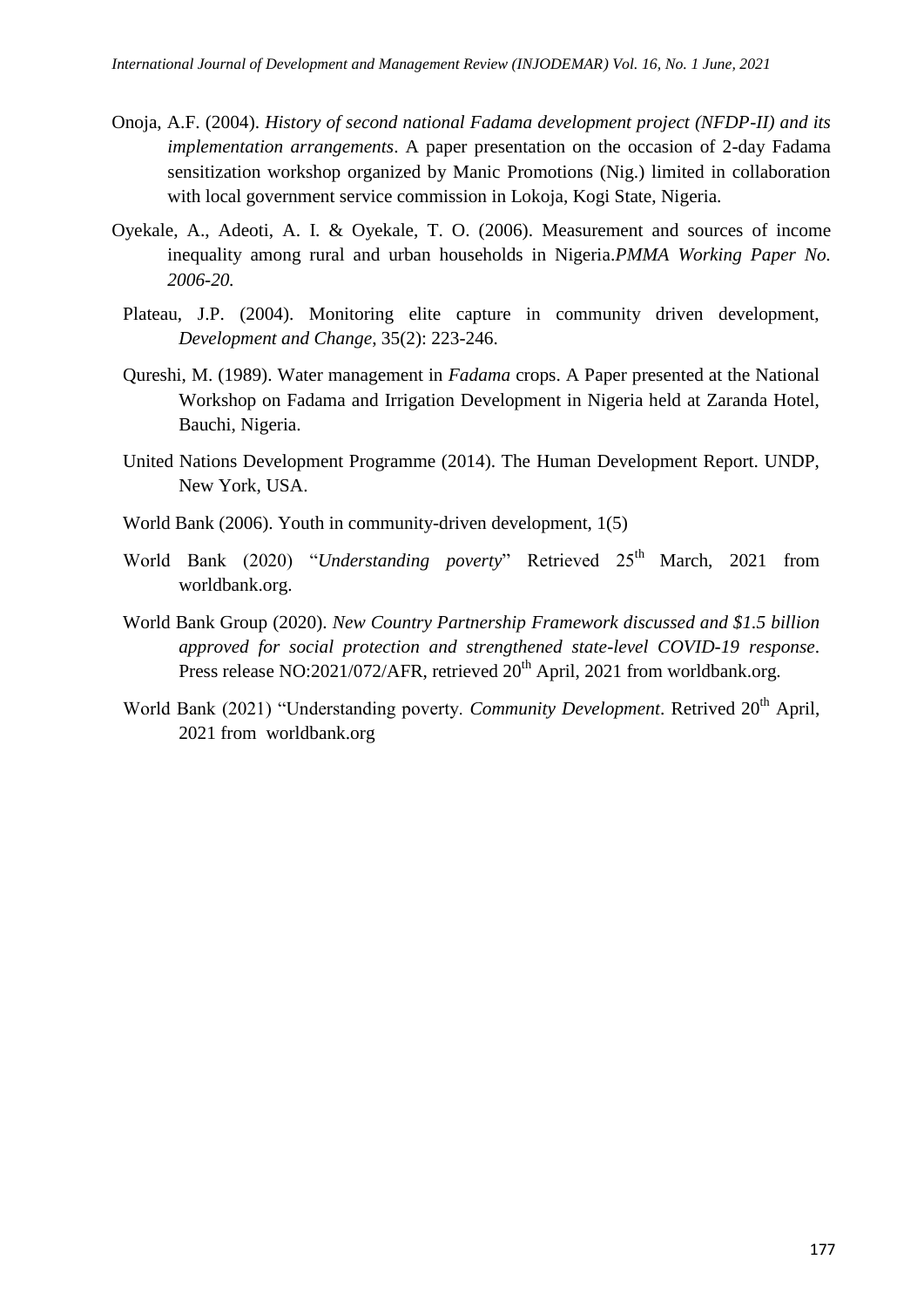Onoja, A.F. (2004). *History of second national Fadama development project (NFDP-II) and its implementation arrangements*. A paper presentation on the occasion of 2-day Fadama sensitization workshop organized by Manic Promotions (Nig.) limited in collaboration with local government service commission in Lokoja, Kogi State, Nigeria.

Oyekale, A., Adeoti, A. I. & Oyekale, T. O. (2006). Measurement and sources of income inequality among rural and urban households in Nigeria.*PMMA Working Paper No. 2006-20.*

Plateau, J.P. (2004). Monitoring elite capture in community driven development, *Development and Change*, 35(2): 223-246.

Qureshi, M. (1989). Water management in *Fadama* crops. A Paper presented at the National Workshop on Fadama and Irrigation Development in Nigeria held at Zaranda Hotel, Bauchi, Nigeria.

United Nations Development Programme (2014). The Human Development Report. UNDP, New York, USA.

World Bank (2006). Youth in community-driven development, 1(5)

World Bank (2020) "*Understanding poverty*" Retrieved 25th March, 2021 from worldbank.org.

World Bank Group (2020). *New Country Partnership Framework discussed and $1.5 billion approved for social protection and strengthened state-level COVID-19 response*. Press release NO:2021/072/AFR, retrieved 20th April, 2021 from worldbank.org.

World Bank (2021) "Understanding poverty. *Community Development*. Retrived 20th April, 2021 from worldbank.org